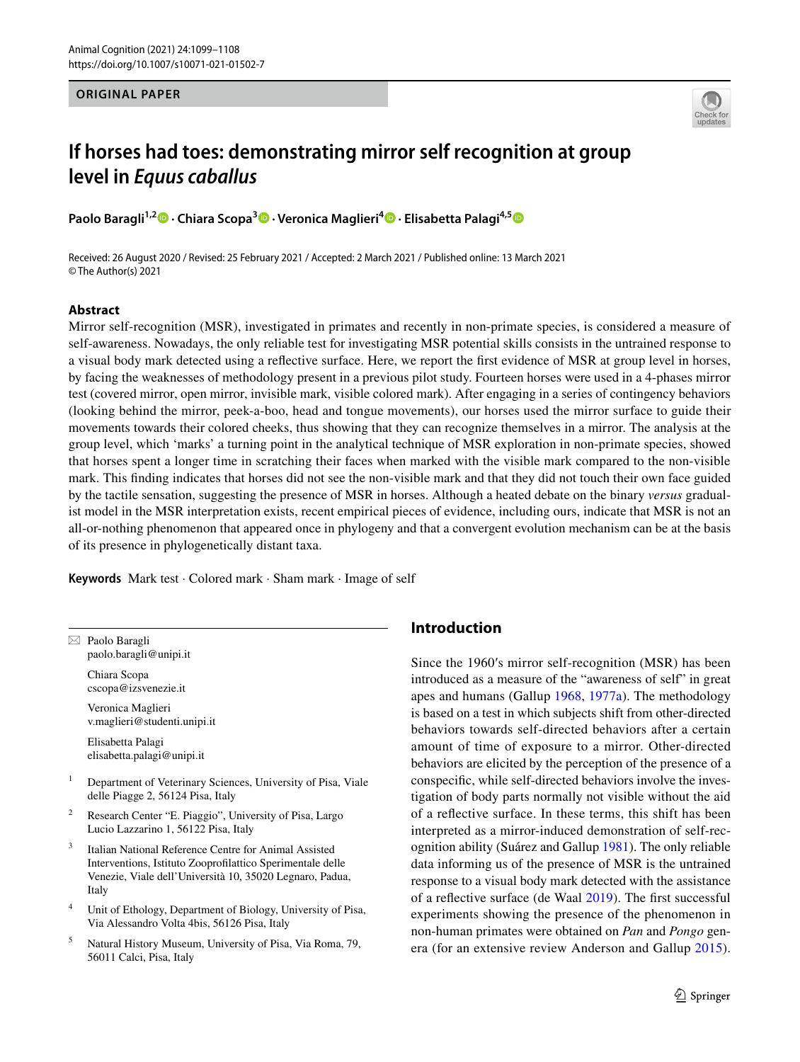ORIGINAL PAPER

# If horses had toes: demonstrating mirror self recognition at group level in *Equus caballus*

**Paolo Baragli[1,2] · Chiara Scopa[3] · Veronica Maglieri[4] · Elisabetta Palagi[4,5]**

Received: 26 August 2020 / Revised: 25 February 2021 / Accepted: 2 March 2021 / Published online: 13 March 2021
© The Author(s) 2021

## Abstract

Mirror self-recognition (MSR), investigated in primates and recently in non-primate species, is considered a measure of self-awareness. Nowadays, the only reliable test for investigating MSR potential skills consists in the untrained response to a visual body mark detected using a reflective surface. Here, we report the first evidence of MSR at group level in horses, by facing the weaknesses of methodology present in a previous pilot study. Fourteen horses were used in a 4-phases mirror test (covered mirror, open mirror, invisible mark, visible colored mark). After engaging in a series of contingency behaviors (looking behind the mirror, peek-a-boo, head and tongue movements), our horses used the mirror surface to guide their movements towards their colored cheeks, thus showing that they can recognize themselves in a mirror. The analysis at the group level, which 'marks' a turning point in the analytical technique of MSR exploration in non-primate species, showed that horses spent a longer time in scratching their faces when marked with the visible mark compared to the non-visible mark. This finding indicates that horses did not see the non-visible mark and that they did not touch their own face guided by the tactile sensation, suggesting the presence of MSR in horses. Although a heated debate on the binary *versus* gradualist model in the MSR interpretation exists, recent empirical pieces of evidence, including ours, indicate that MSR is not an all-or-nothing phenomenon that appeared once in phylogeny and that a convergent evolution mechanism can be at the basis of its presence in phylogenetically distant taxa.

**Keywords** Mark test · Colored mark · Sham mark · Image of self

✉ Paolo Baragli
paolo.baragli@unipi.it

Chiara Scopa
cscopa@izsvenezie.it

Veronica Maglieri
v.maglieri@studenti.unipi.it

Elisabetta Palagi
elisabetta.palagi@unipi.it

[1] Department of Veterinary Sciences, University of Pisa, Viale delle Piagge 2, 56124 Pisa, Italy

[2] Research Center "E. Piaggio", University of Pisa, Largo Lucio Lazzarino 1, 56122 Pisa, Italy

[3] Italian National Reference Centre for Animal Assisted Interventions, Istituto Zooprofilattico Sperimentale delle Venezie, Viale dell'Università 10, 35020 Legnaro, Padua, Italy

[4] Unit of Ethology, Department of Biology, University of Pisa, Via Alessandro Volta 4bis, 56126 Pisa, Italy

[5] Natural History Museum, University of Pisa, Via Roma, 79, 56011 Calci, Pisa, Italy

## Introduction

Since the 1960′s mirror self-recognition (MSR) has been introduced as a measure of the "awareness of self" in great apes and humans (Gallup 1968, 1977a). The methodology is based on a test in which subjects shift from other-directed behaviors towards self-directed behaviors after a certain amount of time of exposure to a mirror. Other-directed behaviors are elicited by the perception of the presence of a conspecific, while self-directed behaviors involve the investigation of body parts normally not visible without the aid of a reflective surface. In these terms, this shift has been interpreted as a mirror-induced demonstration of self-recognition ability (Suárez and Gallup 1981). The only reliable data informing us of the presence of MSR is the untrained response to a visual body mark detected with the assistance of a reflective surface (de Waal 2019). The first successful experiments showing the presence of the phenomenon in non-human primates were obtained on *Pan* and *Pongo* genera (for an extensive review Anderson and Gallup 2015).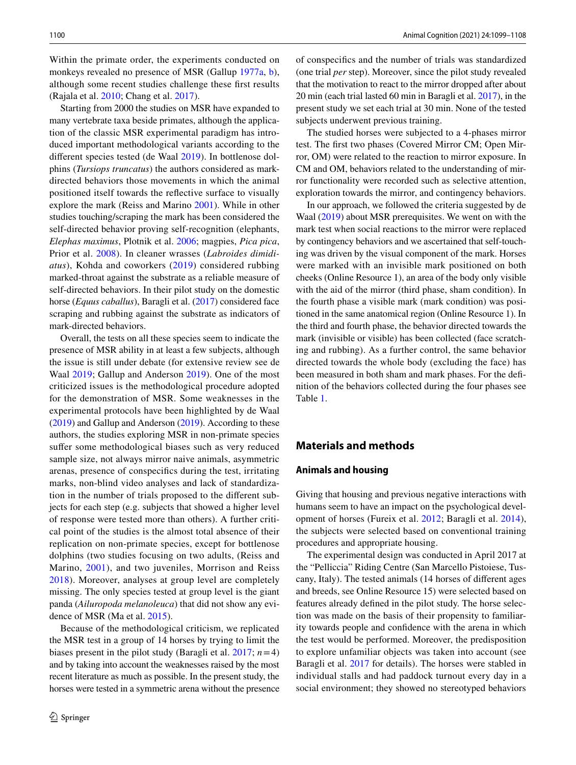Within the primate order, the experiments conducted on monkeys revealed no presence of MSR (Gallup 1977a, b), although some recent studies challenge these first results (Rajala et al. 2010; Chang et al. 2017).

Starting from 2000 the studies on MSR have expanded to many vertebrate taxa beside primates, although the application of the classic MSR experimental paradigm has introduced important methodological variants according to the different species tested (de Waal 2019). In bottlenose dolphins (*Tursiops truncatus*) the authors considered as mark-directed behaviors those movements in which the animal positioned itself towards the reflective surface to visually explore the mark (Reiss and Marino 2001). While in other studies touching/scraping the mark has been considered the self-directed behavior proving self-recognition (elephants, *Elephas maximus*, Plotnik et al. 2006; magpies, *Pica pica*, Prior et al. 2008). In cleaner wrasses (*Labroides dimidiatus*), Kohda and coworkers (2019) considered rubbing marked-throat against the substrate as a reliable measure of self-directed behaviors. In their pilot study on the domestic horse (*Equus caballus*), Baragli et al. (2017) considered face scraping and rubbing against the substrate as indicators of mark-directed behaviors.

Overall, the tests on all these species seem to indicate the presence of MSR ability in at least a few subjects, although the issue is still under debate (for extensive review see de Waal 2019; Gallup and Anderson 2019). One of the most criticized issues is the methodological procedure adopted for the demonstration of MSR. Some weaknesses in the experimental protocols have been highlighted by de Waal (2019) and Gallup and Anderson (2019). According to these authors, the studies exploring MSR in non-primate species suffer some methodological biases such as very reduced sample size, not always mirror naive animals, asymmetric arenas, presence of conspecifics during the test, irritating marks, non-blind video analyses and lack of standardization in the number of trials proposed to the different subjects for each step (e.g. subjects that showed a higher level of response were tested more than others). A further critical point of the studies is the almost total absence of their replication on non-primate species, except for bottlenose dolphins (two studies focusing on two adults, (Reiss and Marino, 2001), and two juveniles, Morrison and Reiss 2018). Moreover, analyses at group level are completely missing. The only species tested at group level is the giant panda (*Ailuropoda melanoleuca*) that did not show any evidence of MSR (Ma et al. 2015).

Because of the methodological criticism, we replicated the MSR test in a group of 14 horses by trying to limit the biases present in the pilot study (Baragli et al. 2017; $n = 4$) and by taking into account the weaknesses raised by the most recent literature as much as possible. In the present study, the horses were tested in a symmetric arena without the presence of conspecifics and the number of trials was standardized (one trial *per* step). Moreover, since the pilot study revealed that the motivation to react to the mirror dropped after about 20 min (each trial lasted 60 min in Baragli et al. 2017), in the present study we set each trial at 30 min. None of the tested subjects underwent previous training.

The studied horses were subjected to a 4-phases mirror test. The first two phases (Covered Mirror CM; Open Mirror, OM) were related to the reaction to mirror exposure. In CM and OM, behaviors related to the understanding of mirror functionality were recorded such as selective attention, exploration towards the mirror, and contingency behaviors.

In our approach, we followed the criteria suggested by de Waal (2019) about MSR prerequisites. We went on with the mark test when social reactions to the mirror were replaced by contingency behaviors and we ascertained that self-touching was driven by the visual component of the mark. Horses were marked with an invisible mark positioned on both cheeks (Online Resource 1), an area of the body only visible with the aid of the mirror (third phase, sham condition). In the fourth phase a visible mark (mark condition) was positioned in the same anatomical region (Online Resource 1). In the third and fourth phase, the behavior directed towards the mark (invisible or visible) has been collected (face scratching and rubbing). As a further control, the same behavior directed towards the whole body (excluding the face) has been measured in both sham and mark phases. For the definition of the behaviors collected during the four phases see Table 1.

## Materials and methods

### Animals and housing

Giving that housing and previous negative interactions with humans seem to have an impact on the psychological development of horses (Fureix et al. 2012; Baragli et al. 2014), the subjects were selected based on conventional training procedures and appropriate housing.

The experimental design was conducted in April 2017 at the "Pelliccia" Riding Centre (San Marcello Pistoiese, Tuscany, Italy). The tested animals (14 horses of different ages and breeds, see Online Resource 15) were selected based on features already defined in the pilot study. The horse selection was made on the basis of their propensity to familiarity towards people and confidence with the arena in which the test would be performed. Moreover, the predisposition to explore unfamiliar objects was taken into account (see Baragli et al. 2017 for details). The horses were stabled in individual stalls and had paddock turnout every day in a social environment; they showed no stereotyped behaviors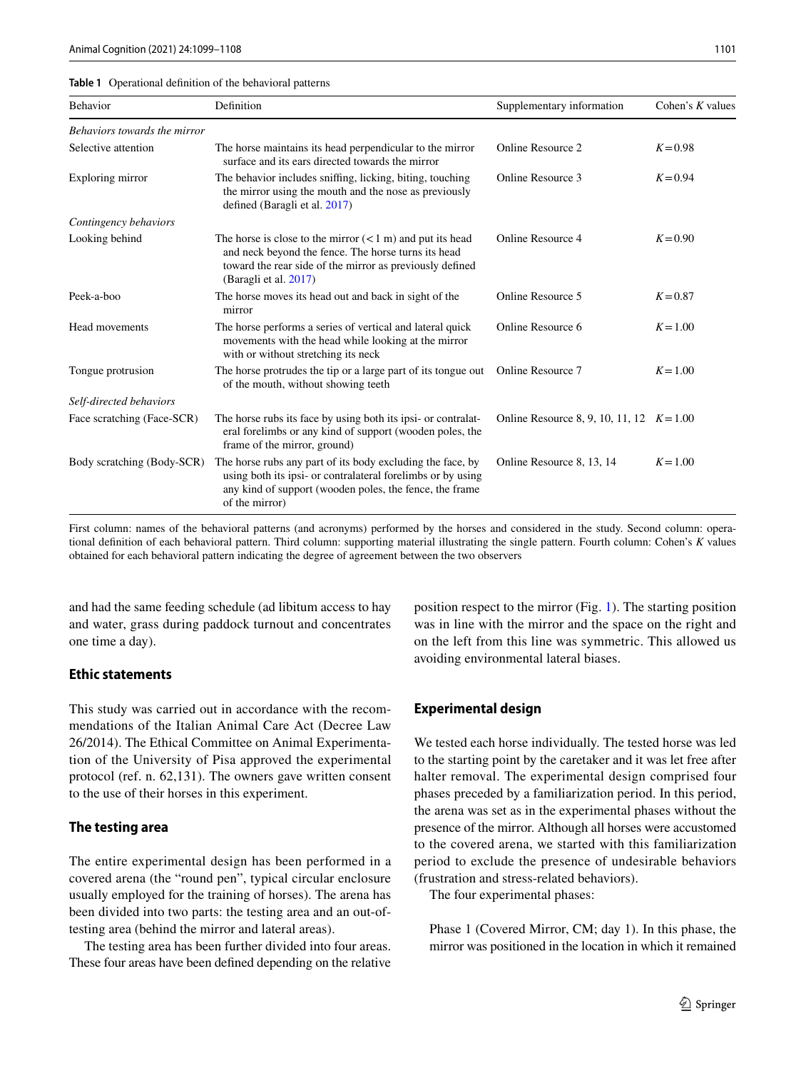**Table 1** Operational definition of the behavioral patterns

| Behavior | Definition | Supplementary information | Cohen's *K* values |
|---|---|---|---|
| *Behaviors towards the mirror* | | | |
| Selective attention | The horse maintains its head perpendicular to the mirror surface and its ears directed towards the mirror | Online Resource 2 | $K = 0.98$ |
| Exploring mirror | The behavior includes sniffing, licking, biting, touching the mirror using the mouth and the nose as previously defined (Baragli et al. 2017) | Online Resource 3 | $K = 0.94$ |
| *Contingency behaviors* | | | |
| Looking behind | The horse is close to the mirror (< 1 m) and put its head and neck beyond the fence. The horse turns its head toward the rear side of the mirror as previously defined (Baragli et al. 2017) | Online Resource 4 | $K = 0.90$ |
| Peek-a-boo | The horse moves its head out and back in sight of the mirror | Online Resource 5 | $K = 0.87$ |
| Head movements | The horse performs a series of vertical and lateral quick movements with the head while looking at the mirror with or without stretching its neck | Online Resource 6 | $K = 1.00$ |
| Tongue protrusion | The horse protrudes the tip or a large part of its tongue out of the mouth, without showing teeth | Online Resource 7 | $K = 1.00$ |
| *Self-directed behaviors* | | | |
| Face scratching (Face-SCR) | The horse rubs its face by using both its ipsi- or contralateral forelimbs or any kind of support (wooden poles, the frame of the mirror, ground) | Online Resource 8, 9, 10, 11, 12 | $K = 1.00$ |
| Body scratching (Body-SCR) | The horse rubs any part of its body excluding the face, by using both its ipsi- or contralateral forelimbs or by using any kind of support (wooden poles, the fence, the frame of the mirror) | Online Resource 8, 13, 14 | $K = 1.00$ |

First column: names of the behavioral patterns (and acronyms) performed by the horses and considered in the study. Second column: operational definition of each behavioral pattern. Third column: supporting material illustrating the single pattern. Fourth column: Cohen's *K* values obtained for each behavioral pattern indicating the degree of agreement between the two observers

and had the same feeding schedule (ad libitum access to hay and water, grass during paddock turnout and concentrates one time a day).

## Ethic statements

This study was carried out in accordance with the recommendations of the Italian Animal Care Act (Decree Law 26/2014). The Ethical Committee on Animal Experimentation of the University of Pisa approved the experimental protocol (ref. n. 62,131). The owners gave written consent to the use of their horses in this experiment.

## The testing area

The entire experimental design has been performed in a covered arena (the "round pen", typical circular enclosure usually employed for the training of horses). The arena has been divided into two parts: the testing area and an out-of-testing area (behind the mirror and lateral areas).

The testing area has been further divided into four areas. These four areas have been defined depending on the relative position respect to the mirror (Fig. 1). The starting position was in line with the mirror and the space on the right and on the left from this line was symmetric. This allowed us avoiding environmental lateral biases.

## Experimental design

We tested each horse individually. The tested horse was led to the starting point by the caretaker and it was let free after halter removal. The experimental design comprised four phases preceded by a familiarization period. In this period, the arena was set as in the experimental phases without the presence of the mirror. Although all horses were accustomed to the covered arena, we started with this familiarization period to exclude the presence of undesirable behaviors (frustration and stress-related behaviors).

The four experimental phases:

Phase 1 (Covered Mirror, CM; day 1). In this phase, the mirror was positioned in the location in which it remained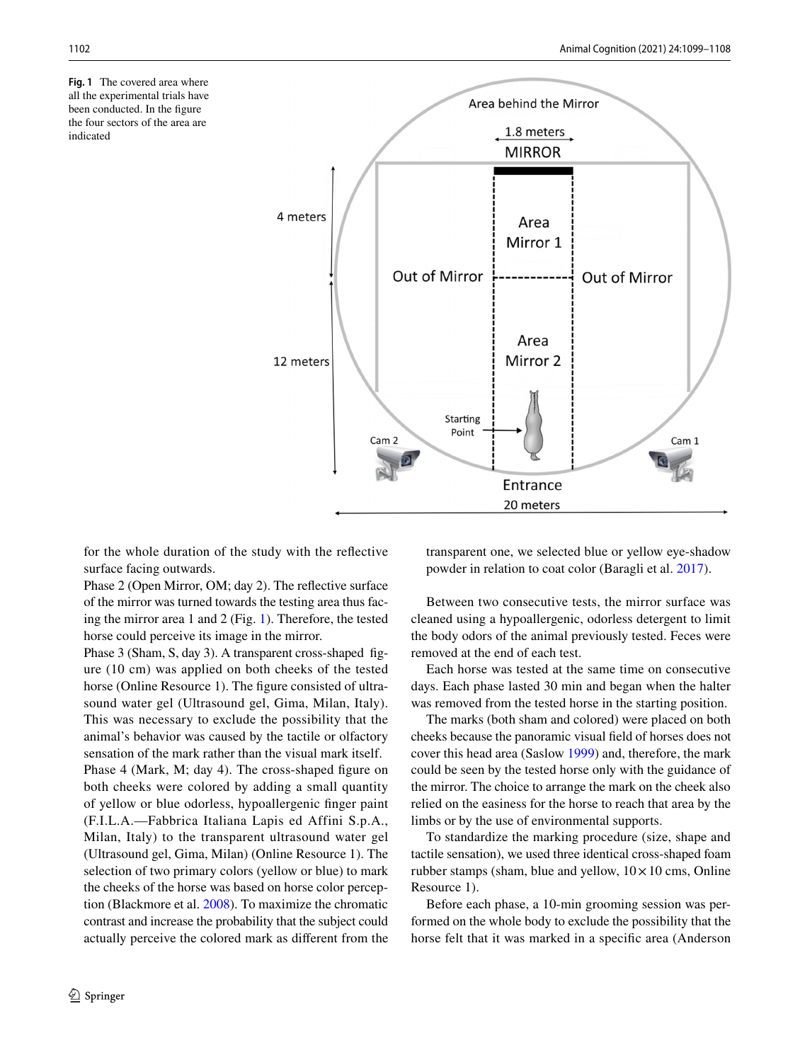Fig. 1 The covered area where all the experimental trials have been conducted. In the figure the four sectors of the area are indicated

for the whole duration of the study with the reflective surface facing outwards.

Phase 2 (Open Mirror, OM; day 2). The reflective surface of the mirror was turned towards the testing area thus facing the mirror area 1 and 2 (Fig. 1). Therefore, the tested horse could perceive its image in the mirror.

Phase 3 (Sham, S, day 3). A transparent cross-shaped figure (10 cm) was applied on both cheeks of the tested horse (Online Resource 1). The figure consisted of ultrasound water gel (Ultrasound gel, Gima, Milan, Italy). This was necessary to exclude the possibility that the animal's behavior was caused by the tactile or olfactory sensation of the mark rather than the visual mark itself.

Phase 4 (Mark, M; day 4). The cross-shaped figure on both cheeks were colored by adding a small quantity of yellow or blue odorless, hypoallergenic finger paint (F.I.L.A.—Fabbrica Italiana Lapis ed Affini S.p.A., Milan, Italy) to the transparent ultrasound water gel (Ultrasound gel, Gima, Milan) (Online Resource 1). The selection of two primary colors (yellow or blue) to mark the cheeks of the horse was based on horse color perception (Blackmore et al. 2008). To maximize the chromatic contrast and increase the probability that the subject could actually perceive the colored mark as different from the transparent one, we selected blue or yellow eye-shadow powder in relation to coat color (Baragli et al. 2017).

Between two consecutive tests, the mirror surface was cleaned using a hypoallergenic, odorless detergent to limit the body odors of the animal previously tested. Feces were removed at the end of each test.

Each horse was tested at the same time on consecutive days. Each phase lasted 30 min and began when the halter was removed from the tested horse in the starting position.

The marks (both sham and colored) were placed on both cheeks because the panoramic visual field of horses does not cover this head area (Saslow 1999) and, therefore, the mark could be seen by the tested horse only with the guidance of the mirror. The choice to arrange the mark on the cheek also relied on the easiness for the horse to reach that area by the limbs or by the use of environmental supports.

To standardize the marking procedure (size, shape and tactile sensation), we used three identical cross-shaped foam rubber stamps (sham, blue and yellow, $10 \times 10$ cms, Online Resource 1).

Before each phase, a 10-min grooming session was performed on the whole body to exclude the possibility that the horse felt that it was marked in a specific area (Anderson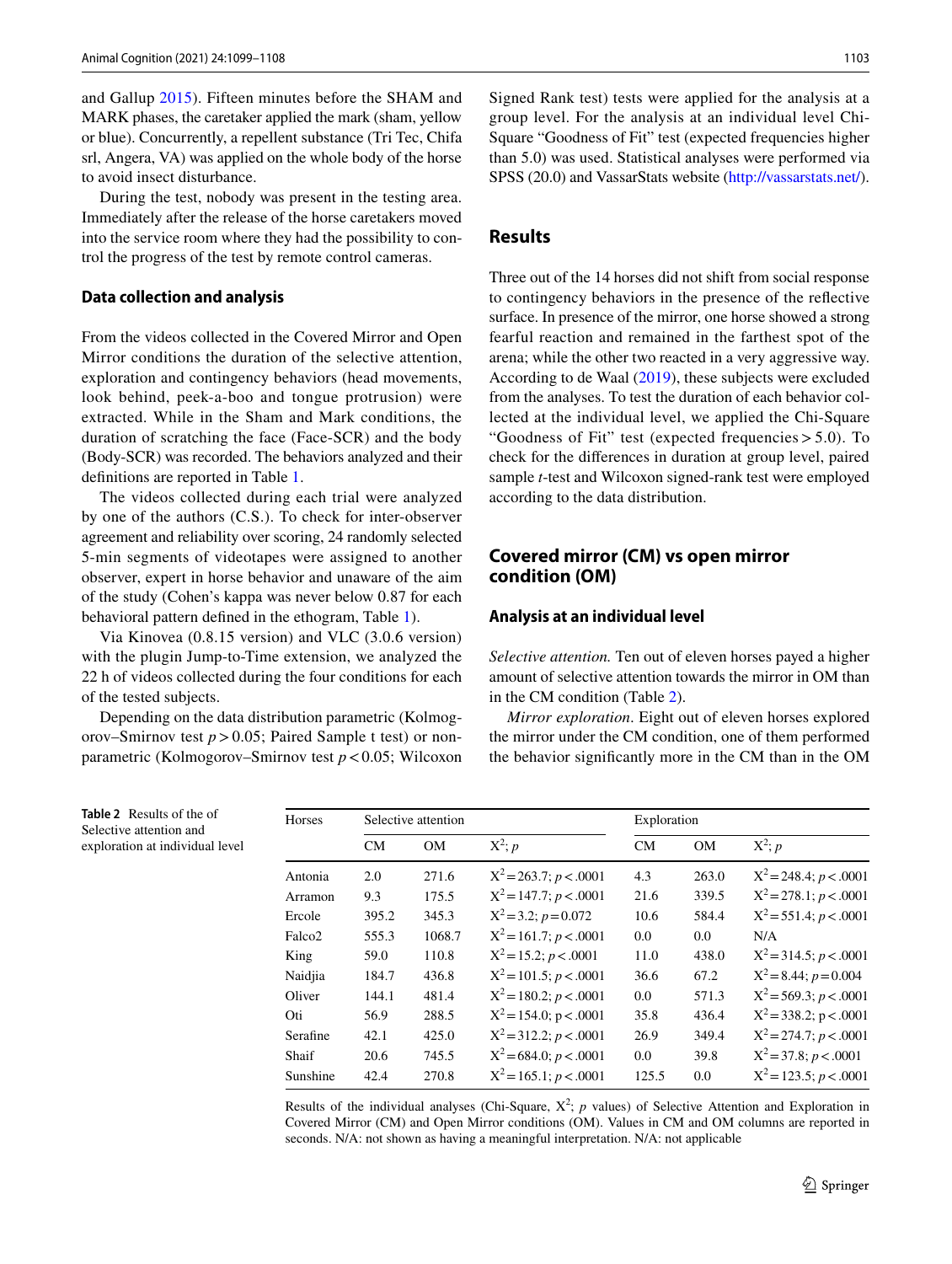and Gallup 2015). Fifteen minutes before the SHAM and MARK phases, the caretaker applied the mark (sham, yellow or blue). Concurrently, a repellent substance (Tri Tec, Chifa srl, Angera, VA) was applied on the whole body of the horse to avoid insect disturbance.

During the test, nobody was present in the testing area. Immediately after the release of the horse caretakers moved into the service room where they had the possibility to control the progress of the test by remote control cameras.

### Data collection and analysis

From the videos collected in the Covered Mirror and Open Mirror conditions the duration of the selective attention, exploration and contingency behaviors (head movements, look behind, peek-a-boo and tongue protrusion) were extracted. While in the Sham and Mark conditions, the duration of scratching the face (Face-SCR) and the body (Body-SCR) was recorded. The behaviors analyzed and their definitions are reported in Table 1.

The videos collected during each trial were analyzed by one of the authors (C.S.). To check for inter-observer agreement and reliability over scoring, 24 randomly selected 5-min segments of videotapes were assigned to another observer, expert in horse behavior and unaware of the aim of the study (Cohen's kappa was never below 0.87 for each behavioral pattern defined in the ethogram, Table 1).

Via Kinovea (0.8.15 version) and VLC (3.0.6 version) with the plugin Jump-to-Time extension, we analyzed the 22 h of videos collected during the four conditions for each of the tested subjects.

Depending on the data distribution parametric (Kolmogorov–Smirnov test $p > 0.05$; Paired Sample t test) or non-parametric (Kolmogorov–Smirnov test $p < 0.05$; Wilcoxon Signed Rank test) tests were applied for the analysis at a group level. For the analysis at an individual level Chi-Square "Goodness of Fit" test (expected frequencies higher than 5.0) was used. Statistical analyses were performed via SPSS (20.0) and VassarStats website (http://vassarstats.net/).

## Results

Three out of the 14 horses did not shift from social response to contingency behaviors in the presence of the reflective surface. In presence of the mirror, one horse showed a strong fearful reaction and remained in the farthest spot of the arena; while the other two reacted in a very aggressive way. According to de Waal (2019), these subjects were excluded from the analyses. To test the duration of each behavior collected at the individual level, we applied the Chi-Square "Goodness of Fit" test (expected frequencies > 5.0). To check for the differences in duration at group level, paired sample *t*-test and Wilcoxon signed-rank test were employed according to the data distribution.

## Covered mirror (CM) vs open mirror condition (OM)

### Analysis at an individual level

*Selective attention.* Ten out of eleven horses payed a higher amount of selective attention towards the mirror in OM than in the CM condition (Table 2).

*Mirror exploration*. Eight out of eleven horses explored the mirror under the CM condition, one of them performed the behavior significantly more in the CM than in the OM

**Table 2** Results of the of Selective attention and exploration at individual level

| Horses | Selective attention | | | Exploration | | |
|---|---|---|---|---|---|---|
| | CM | OM | $X^2$; $p$ | CM | OM | $X^2$; $p$ |
| Antonia | 2.0 | 271.6 | $X^2 = 263.7$; $p < .0001$ | 4.3 | 263.0 | $X^2 = 248.4$; $p < .0001$ |
| Arramon | 9.3 | 175.5 | $X^2 = 147.7$; $p < .0001$ | 21.6 | 339.5 | $X^2 = 278.1$; $p < .0001$ |
| Ercole | 395.2 | 345.3 | $X^2 = 3.2$; $p = 0.072$ | 10.6 | 584.4 | $X^2 = 551.4$; $p < .0001$ |
| Falco2 | 555.3 | 1068.7 | $X^2 = 161.7$; $p < .0001$ | 0.0 | 0.0 | N/A |
| King | 59.0 | 110.8 | $X^2 = 15.2$; $p < .0001$ | 11.0 | 438.0 | $X^2 = 314.5$; $p < .0001$ |
| Naidjia | 184.7 | 436.8 | $X^2 = 101.5$; $p < .0001$ | 36.6 | 67.2 | $X^2 = 8.44$; $p = 0.004$ |
| Oliver | 144.1 | 481.4 | $X^2 = 180.2$; $p < .0001$ | 0.0 | 571.3 | $X^2 = 569.3$; $p < .0001$ |
| Oti | 56.9 | 288.5 | $X^2 = 154.0$; $p < .0001$ | 35.8 | 436.4 | $X^2 = 338.2$; $p < .0001$ |
| Serafine | 42.1 | 425.0 | $X^2 = 312.2$; $p < .0001$ | 26.9 | 349.4 | $X^2 = 274.7$; $p < .0001$ |
| Shaif | 20.6 | 745.5 | $X^2 = 684.0$; $p < .0001$ | 0.0 | 39.8 | $X^2 = 37.8$; $p < .0001$ |
| Sunshine | 42.4 | 270.8 | $X^2 = 165.1$; $p < .0001$ | 125.5 | 0.0 | $X^2 = 123.5$; $p < .0001$ |

Results of the individual analyses (Chi-Square, $X^2$; $p$ values) of Selective Attention and Exploration in Covered Mirror (CM) and Open Mirror conditions (OM). Values in CM and OM columns are reported in seconds. N/A: not shown as having a meaningful interpretation. N/A: not applicable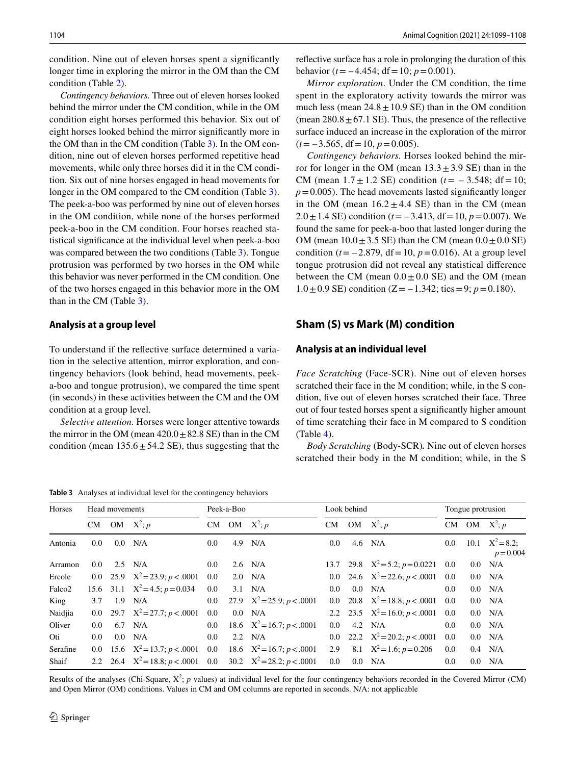condition. Nine out of eleven horses spent a significantly longer time in exploring the mirror in the OM than the CM condition (Table 2).

*Contingency behaviors.* Three out of eleven horses looked behind the mirror under the CM condition, while in the OM condition eight horses performed this behavior. Six out of eight horses looked behind the mirror significantly more in the OM than in the CM condition (Table 3). In the OM condition, nine out of eleven horses performed repetitive head movements, while only three horses did it in the CM condition. Six out of nine horses engaged in head movements for longer in the OM compared to the CM condition (Table 3). The peek-a-boo was performed by nine out of eleven horses in the OM condition, while none of the horses performed peek-a-boo in the CM condition. Four horses reached statistical significance at the individual level when peek-a-boo was compared between the two conditions (Table 3). Tongue protrusion was performed by two horses in the OM while this behavior was never performed in the CM condition. One of the two horses engaged in this behavior more in the OM than in the CM (Table 3).

### Analysis at a group level

To understand if the reflective surface determined a variation in the selective attention, mirror exploration, and contingency behaviors (look behind, head movements, peek-a-boo and tongue protrusion), we compared the time spent (in seconds) in these activities between the CM and the OM condition at a group level.

*Selective attention.* Horses were longer attentive towards the mirror in the OM (mean $420.0 \pm 82.8$ SE) than in the CM condition (mean $135.6 \pm 54.2$ SE), thus suggesting that the reflective surface has a role in prolonging the duration of this behavior ($t = -4.454$; df = 10; $p = 0.001$).

*Mirror exploration.* Under the CM condition, the time spent in the exploratory activity towards the mirror was much less (mean $24.8 \pm 10.9$ SE) than in the OM condition (mean $280.8 \pm 67.1$ SE). Thus, the presence of the reflective surface induced an increase in the exploration of the mirror ($t = -3.565$, df = 10, $p = 0.005$).

*Contingency behaviors.* Horses looked behind the mirror for longer in the OM (mean $13.3 \pm 3.9$ SE) than in the CM (mean $1.7 \pm 1.2$ SE) condition ($t = -3.548$; df = 10; $p = 0.005$). The head movements lasted significantly longer in the OM (mean $16.2 \pm 4.4$ SE) than in the CM (mean $2.0 \pm 1.4$ SE) condition ($t = -3.413$, df = 10, $p = 0.007$). We found the same for peek-a-boo that lasted longer during the OM (mean $10.0 \pm 3.5$ SE) than the CM (mean $0.0 \pm 0.0$ SE) condition ($t = -2.879$, df = 10, $p = 0.016$). At a group level tongue protrusion did not reveal any statistical difference between the CM (mean $0.0 \pm 0.0$ SE) and the OM (mean $1.0 \pm 0.9$ SE) condition ($Z = -1.342$; ties = 9; $p = 0.180$).

## Sham (S) vs Mark (M) condition

### Analysis at an individual level

*Face Scratching* (Face-SCR). Nine out of eleven horses scratched their face in the M condition; while, in the S condition, five out of eleven horses scratched their face. Three out of four tested horses spent a significantly higher amount of time scratching their face in M compared to S condition (Table 4).

*Body Scratching* (Body-SCR)*.* Nine out of eleven horses scratched their body in the M condition; while, in the S

**Table 3** Analyses at individual level for the contingency behaviors

| Horses | Head movements | | | Peek-a-Boo | | | Look behind | | | Tongue protrusion | | |
|---|---|---|---|---|---|---|---|---|---|---|---|---|
| | CM | OM | $X^2$; $p$ | CM | OM | $X^2$; $p$ | CM | OM | $X^2$; $p$ | CM | OM | $X^2$; $p$ |
| Antonia | 0.0 | 0.0 | N/A | 0.0 | 4.9 | N/A | 0.0 | 4.6 | N/A | 0.0 | 10.1 | $X^2 = 8.2$; $p = 0.004$ |
| Arramon | 0.0 | 2.5 | N/A | 0.0 | 2.6 | N/A | 13.7 | 29.8 | $X^2 = 5.2$; $p = 0.0221$ | 0.0 | 0.0 | N/A |
| Ercole | 0.0 | 25.9 | $X^2 = 23.9$; $p < .0001$ | 0.0 | 2.0 | N/A | 0.0 | 24.6 | $X^2 = 22.6$; $p < .0001$ | 0.0 | 0.0 | N/A |
| Falco2 | 15.6 | 31.1 | $X^2 = 4.5$; $p = 0.034$ | 0.0 | 3.1 | N/A | 0.0 | 0.0 | N/A | 0.0 | 0.0 | N/A |
| King | 3.7 | 1.9 | N/A | 0.0 | 27.9 | $X^2 = 25.9$; $p < .0001$ | 0.0 | 20.8 | $X^2 = 18.8$; $p < .0001$ | 0.0 | 0.0 | N/A |
| Naidjia | 0.0 | 29.7 | $X^2 = 27.7$; $p < .0001$ | 0.0 | 0.0 | N/A | 2.2 | 23.5 | $X^2 = 16.0$; $p < .0001$ | 0.0 | 0.0 | N/A |
| Oliver | 0.0 | 6.7 | N/A | 0.0 | 18.6 | $X^2 = 16.7$; $p < .0001$ | 0.0 | 4.2 | N/A | 0.0 | 0.0 | N/A |
| Oti | 0.0 | 0.0 | N/A | 0.0 | 2.2 | N/A | 0.0 | 22.2 | $X^2 = 20.2$; $p < .0001$ | 0.0 | 0.0 | N/A |
| Serafine | 0.0 | 15.6 | $X^2 = 13.7$; $p < .0001$ | 0.0 | 18.6 | $X^2 = 16.7$; $p < .0001$ | 2.9 | 8.1 | $X^2 = 1.6$; $p = 0.206$ | 0.0 | 0.4 | N/A |
| Shaif | 2.2 | 26.4 | $X^2 = 18.8$; $p < .0001$ | 0.0 | 30.2 | $X^2 = 28.2$; $p < .0001$ | 0.0 | 0.0 | N/A | 0.0 | 0.0 | N/A |

Results of the analyses (Chi-Square, $X^2$; $p$ values) at individual level for the four contingency behaviors recorded in the Covered Mirror (CM) and Open Mirror (OM) conditions. Values in CM and OM columns are reported in seconds. N/A: not applicable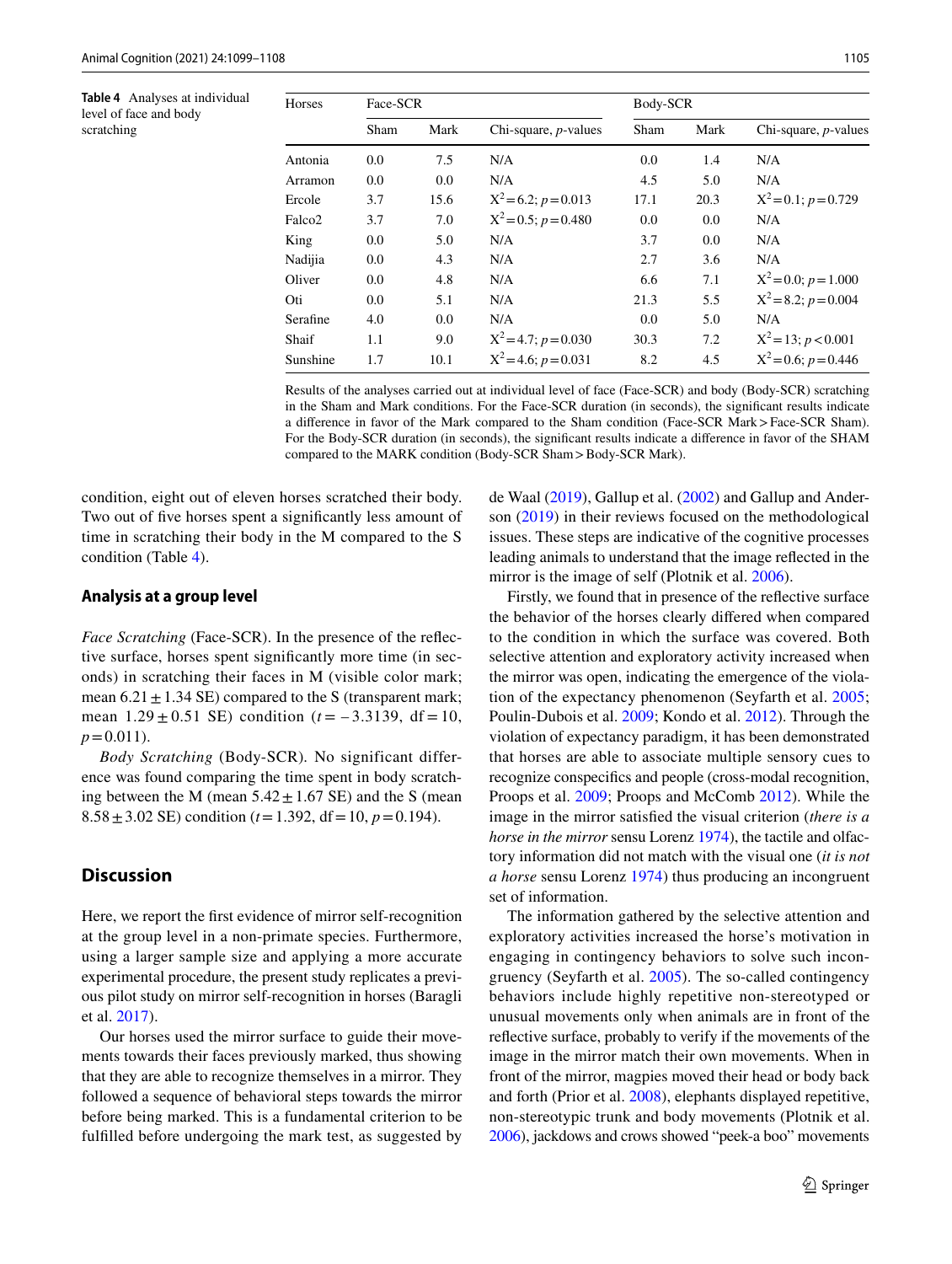**Table 4** Analyses at individual level of face and body scratching

| Horses | Face-SCR | | | Body-SCR | | |
|---|---|---|---|---|---|---|
| | Sham | Mark | Chi-square, *p*-values | Sham | Mark | Chi-square, *p*-values |
| Antonia | 0.0 | 7.5 | N/A | 0.0 | 1.4 | N/A |
| Arramon | 0.0 | 0.0 | N/A | 4.5 | 5.0 | N/A |
| Ercole | 3.7 | 15.6 | $X^2=6.2$; $p=0.013$ | 17.1 | 20.3 | $X^2=0.1$; $p=0.729$ |
| Falco2 | 3.7 | 7.0 | $X^2=0.5$; $p=0.480$ | 0.0 | 0.0 | N/A |
| King | 0.0 | 5.0 | N/A | 3.7 | 0.0 | N/A |
| Nadijia | 0.0 | 4.3 | N/A | 2.7 | 3.6 | N/A |
| Oliver | 0.0 | 4.8 | N/A | 6.6 | 7.1 | $X^2=0.0$; $p=1.000$ |
| Oti | 0.0 | 5.1 | N/A | 21.3 | 5.5 | $X^2=8.2$; $p=0.004$ |
| Serafine | 4.0 | 0.0 | N/A | 0.0 | 5.0 | N/A |
| Shaif | 1.1 | 9.0 | $X^2=4.7$; $p=0.030$ | 30.3 | 7.2 | $X^2=13$; $p<0.001$ |
| Sunshine | 1.7 | 10.1 | $X^2=4.6$; $p=0.031$ | 8.2 | 4.5 | $X^2=0.6$; $p=0.446$ |

Results of the analyses carried out at individual level of face (Face-SCR) and body (Body-SCR) scratching in the Sham and Mark conditions. For the Face-SCR duration (in seconds), the significant results indicate a difference in favor of the Mark compared to the Sham condition (Face-SCR Mark > Face-SCR Sham). For the Body-SCR duration (in seconds), the significant results indicate a difference in favor of the SHAM compared to the MARK condition (Body-SCR Sham > Body-SCR Mark).

condition, eight out of eleven horses scratched their body. Two out of five horses spent a significantly less amount of time in scratching their body in the M compared to the S condition (Table 4).

### Analysis at a group level

*Face Scratching* (Face-SCR). In the presence of the reflective surface, horses spent significantly more time (in seconds) in scratching their faces in M (visible color mark; mean $6.21 \pm 1.34$ SE) compared to the S (transparent mark; mean $1.29 \pm 0.51$ SE) condition ($t = -3.3139$, $df = 10$, $p = 0.011$).

*Body Scratching* (Body-SCR). No significant difference was found comparing the time spent in body scratching between the M (mean $5.42 \pm 1.67$ SE) and the S (mean $8.58 \pm 3.02$ SE) condition ($t = 1.392$, $df = 10$, $p = 0.194$).

## Discussion

Here, we report the first evidence of mirror self-recognition at the group level in a non-primate species. Furthermore, using a larger sample size and applying a more accurate experimental procedure, the present study replicates a previous pilot study on mirror self-recognition in horses (Baragli et al. 2017).

Our horses used the mirror surface to guide their movements towards their faces previously marked, thus showing that they are able to recognize themselves in a mirror. They followed a sequence of behavioral steps towards the mirror before being marked. This is a fundamental criterion to be fulfilled before undergoing the mark test, as suggested by de Waal (2019), Gallup et al. (2002) and Gallup and Anderson (2019) in their reviews focused on the methodological issues. These steps are indicative of the cognitive processes leading animals to understand that the image reflected in the mirror is the image of self (Plotnik et al. 2006).

Firstly, we found that in presence of the reflective surface the behavior of the horses clearly differed when compared to the condition in which the surface was covered. Both selective attention and exploratory activity increased when the mirror was open, indicating the emergence of the violation of the expectancy phenomenon (Seyfarth et al. 2005; Poulin-Dubois et al. 2009; Kondo et al. 2012). Through the violation of expectancy paradigm, it has been demonstrated that horses are able to associate multiple sensory cues to recognize conspecifics and people (cross-modal recognition, Proops et al. 2009; Proops and McComb 2012). While the image in the mirror satisfied the visual criterion (*there is a horse in the mirror* sensu Lorenz 1974), the tactile and olfactory information did not match with the visual one (*it is not a horse* sensu Lorenz 1974) thus producing an incongruent set of information.

The information gathered by the selective attention and exploratory activities increased the horse's motivation in engaging in contingency behaviors to solve such incongruency (Seyfarth et al. 2005). The so-called contingency behaviors include highly repetitive non-stereotyped or unusual movements only when animals are in front of the reflective surface, probably to verify if the movements of the image in the mirror match their own movements. When in front of the mirror, magpies moved their head or body back and forth (Prior et al. 2008), elephants displayed repetitive, non-stereotypic trunk and body movements (Plotnik et al. 2006), jackdows and crows showed "peek-a boo" movements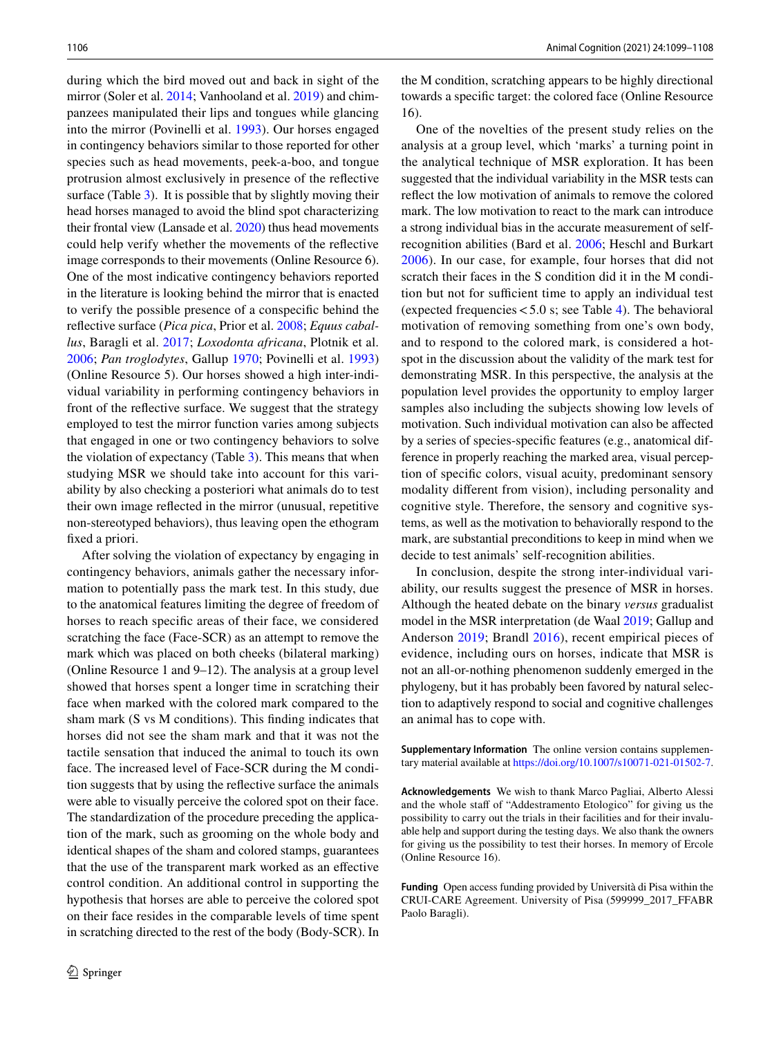during which the bird moved out and back in sight of the mirror (Soler et al. 2014; Vanhooland et al. 2019) and chimpanzees manipulated their lips and tongues while glancing into the mirror (Povinelli et al. 1993). Our horses engaged in contingency behaviors similar to those reported for other species such as head movements, peek-a-boo, and tongue protrusion almost exclusively in presence of the reflective surface (Table 3). It is possible that by slightly moving their head horses managed to avoid the blind spot characterizing their frontal view (Lansade et al. 2020) thus head movements could help verify whether the movements of the reflective image corresponds to their movements (Online Resource 6). One of the most indicative contingency behaviors reported in the literature is looking behind the mirror that is enacted to verify the possible presence of a conspecific behind the reflective surface (*Pica pica*, Prior et al. 2008; *Equus caballus*, Baragli et al. 2017; *Loxodonta africana*, Plotnik et al. 2006; *Pan troglodytes*, Gallup 1970; Povinelli et al. 1993) (Online Resource 5). Our horses showed a high inter-individual variability in performing contingency behaviors in front of the reflective surface. We suggest that the strategy employed to test the mirror function varies among subjects that engaged in one or two contingency behaviors to solve the violation of expectancy (Table 3). This means that when studying MSR we should take into account for this variability by also checking a posteriori what animals do to test their own image reflected in the mirror (unusual, repetitive non-stereotyped behaviors), thus leaving open the ethogram fixed a priori.

After solving the violation of expectancy by engaging in contingency behaviors, animals gather the necessary information to potentially pass the mark test. In this study, due to the anatomical features limiting the degree of freedom of horses to reach specific areas of their face, we considered scratching the face (Face-SCR) as an attempt to remove the mark which was placed on both cheeks (bilateral marking) (Online Resource 1 and 9–12). The analysis at a group level showed that horses spent a longer time in scratching their face when marked with the colored mark compared to the sham mark (S vs M conditions). This finding indicates that horses did not see the sham mark and that it was not the tactile sensation that induced the animal to touch its own face. The increased level of Face-SCR during the M condition suggests that by using the reflective surface the animals were able to visually perceive the colored spot on their face. The standardization of the procedure preceding the application of the mark, such as grooming on the whole body and identical shapes of the sham and colored stamps, guarantees that the use of the transparent mark worked as an effective control condition. An additional control in supporting the hypothesis that horses are able to perceive the colored spot on their face resides in the comparable levels of time spent in scratching directed to the rest of the body (Body-SCR). In the M condition, scratching appears to be highly directional towards a specific target: the colored face (Online Resource 16).

One of the novelties of the present study relies on the analysis at a group level, which 'marks' a turning point in the analytical technique of MSR exploration. It has been suggested that the individual variability in the MSR tests can reflect the low motivation of animals to remove the colored mark. The low motivation to react to the mark can introduce a strong individual bias in the accurate measurement of self-recognition abilities (Bard et al. 2006; Heschl and Burkart 2006). In our case, for example, four horses that did not scratch their faces in the S condition did it in the M condition but not for sufficient time to apply an individual test (expected frequencies < 5.0 s; see Table 4). The behavioral motivation of removing something from one's own body, and to respond to the colored mark, is considered a hot-spot in the discussion about the validity of the mark test for demonstrating MSR. In this perspective, the analysis at the population level provides the opportunity to employ larger samples also including the subjects showing low levels of motivation. Such individual motivation can also be affected by a series of species-specific features (e.g., anatomical difference in properly reaching the marked area, visual perception of specific colors, visual acuity, predominant sensory modality different from vision), including personality and cognitive style. Therefore, the sensory and cognitive systems, as well as the motivation to behaviorally respond to the mark, are substantial preconditions to keep in mind when we decide to test animals' self-recognition abilities.

In conclusion, despite the strong inter-individual variability, our results suggest the presence of MSR in horses. Although the heated debate on the binary *versus* gradualist model in the MSR interpretation (de Waal 2019; Gallup and Anderson 2019; Brandl 2016), recent empirical pieces of evidence, including ours on horses, indicate that MSR is not an all-or-nothing phenomenon suddenly emerged in the phylogeny, but it has probably been favored by natural selection to adaptively respond to social and cognitive challenges an animal has to cope with.

**Supplementary Information** The online version contains supplementary material available at https://doi.org/10.1007/s10071-021-01502-7.

**Acknowledgements** We wish to thank Marco Pagliai, Alberto Alessi and the whole staff of "Addestramento Etologico" for giving us the possibility to carry out the trials in their facilities and for their invaluable help and support during the testing days. We also thank the owners for giving us the possibility to test their horses. In memory of Ercole (Online Resource 16).

**Funding** Open access funding provided by Università di Pisa within the CRUI-CARE Agreement. University of Pisa (599999_2017_FFABR Paolo Baragli).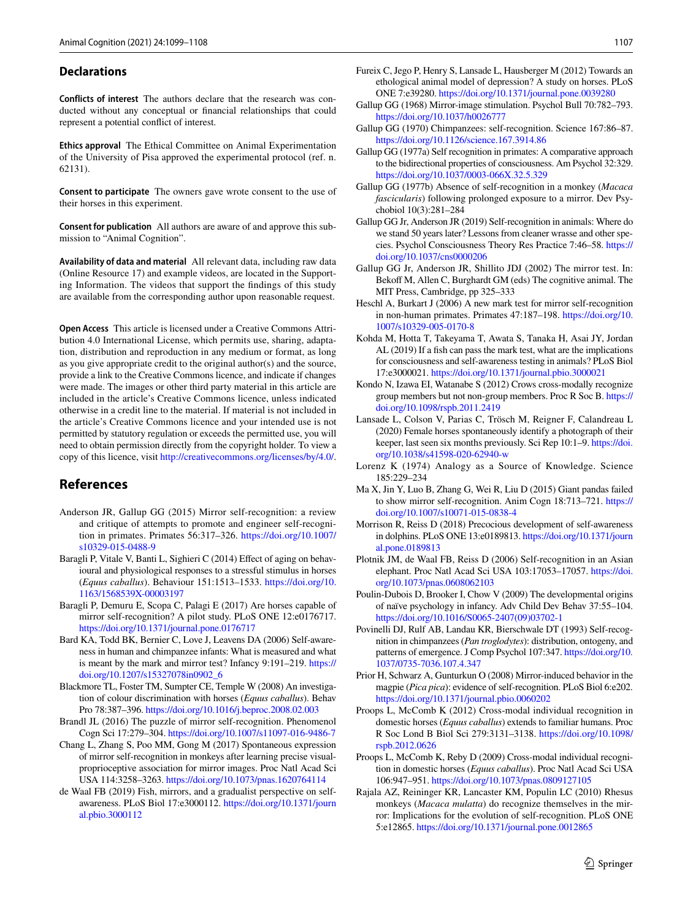## Declarations

**Conflicts of interest** The authors declare that the research was conducted without any conceptual or financial relationships that could represent a potential conflict of interest.

**Ethics approval** The Ethical Committee on Animal Experimentation of the University of Pisa approved the experimental protocol (ref. n. 62131).

**Consent to participate** The owners gave wrote consent to the use of their horses in this experiment.

**Consent for publication** All authors are aware of and approve this submission to "Animal Cognition".

**Availability of data and material** All relevant data, including raw data (Online Resource 17) and example videos, are located in the Supporting Information. The videos that support the findings of this study are available from the corresponding author upon reasonable request.

**Open Access** This article is licensed under a Creative Commons Attribution 4.0 International License, which permits use, sharing, adaptation, distribution and reproduction in any medium or format, as long as you give appropriate credit to the original author(s) and the source, provide a link to the Creative Commons licence, and indicate if changes were made. The images or other third party material in this article are included in the article's Creative Commons licence, unless indicated otherwise in a credit line to the material. If material is not included in the article's Creative Commons licence and your intended use is not permitted by statutory regulation or exceeds the permitted use, you will need to obtain permission directly from the copyright holder. To view a copy of this licence, visit http://creativecommons.org/licenses/by/4.0/.

## References

Anderson JR, Gallup GG (2015) Mirror self-recognition: a review and critique of attempts to promote and engineer self-recognition in primates. Primates 56:317–326. https://doi.org/10.1007/s10329-015-0488-9

Baragli P, Vitale V, Banti L, Sighieri C (2014) Effect of aging on behavioural and physiological responses to a stressful stimulus in horses (*Equus caballus*). Behaviour 151:1513–1533. https://doi.org/10.1163/1568539X-00003197

Baragli P, Demuru E, Scopa C, Palagi E (2017) Are horses capable of mirror self-recognition? A pilot study. PLoS ONE 12:e0176717. https://doi.org/10.1371/journal.pone.0176717

Bard KA, Todd BK, Bernier C, Love J, Leavens DA (2006) Self-awareness in human and chimpanzee infants: What is measured and what is meant by the mark and mirror test? Infancy 9:191–219. https://doi.org/10.1207/s15327078in0902_6

Blackmore TL, Foster TM, Sumpter CE, Temple W (2008) An investigation of colour discrimination with horses (*Equus caballus*). Behav Pro 78:387–396. https://doi.org/10.1016/j.beproc.2008.02.003

Brandl JL (2016) The puzzle of mirror self-recognition. Phenomenol Cogn Sci 17:279–304. https://doi.org/10.1007/s11097-016-9486-7

Chang L, Zhang S, Poo MM, Gong M (2017) Spontaneous expression of mirror self-recognition in monkeys after learning precise visual-proprioceptive association for mirror images. Proc Natl Acad Sci USA 114:3258–3263. https://doi.org/10.1073/pnas.1620764114

de Waal FB (2019) Fish, mirrors, and a gradualist perspective on self-awareness. PLoS Biol 17:e3000112. https://doi.org/10.1371/journal.pbio.3000112

Fureix C, Jego P, Henry S, Lansade L, Hausberger M (2012) Towards an ethological animal model of depression? A study on horses. PLoS ONE 7:e39280. https://doi.org/10.1371/journal.pone.0039280

Gallup GG (1968) Mirror-image stimulation. Psychol Bull 70:782–793. https://doi.org/10.1037/h0026777

Gallup GG (1970) Chimpanzees: self-recognition. Science 167:86–87. https://doi.org/10.1126/science.167.3914.86

Gallup GG (1977a) Self recognition in primates: A comparative approach to the bidirectional properties of consciousness. Am Psychol 32:329. https://doi.org/10.1037/0003-066X.32.5.329

Gallup GG (1977b) Absence of self-recognition in a monkey (*Macaca fascicularis*) following prolonged exposure to a mirror. Dev Psychobiol 10(3):281–284

Gallup GG Jr, Anderson JR (2019) Self-recognition in animals: Where do we stand 50 years later? Lessons from cleaner wrasse and other species. Psychol Consciousness Theory Res Practice 7:46–58. https://doi.org/10.1037/cns0000206

Gallup GG Jr, Anderson JR, Shillito JDJ (2002) The mirror test. In: Bekoff M, Allen C, Burghardt GM (eds) The cognitive animal. The MIT Press, Cambridge, pp 325–333

Heschl A, Burkart J (2006) A new mark test for mirror self-recognition in non-human primates. Primates 47:187–198. https://doi.org/10.1007/s10329-005-0170-8

Kohda M, Hotta T, Takeyama T, Awata S, Tanaka H, Asai JY, Jordan AL (2019) If a fish can pass the mark test, what are the implications for consciousness and self-awareness testing in animals? PLoS Biol 17:e3000021. https://doi.org/10.1371/journal.pbio.3000021

Kondo N, Izawa EI, Watanabe S (2012) Crows cross-modally recognize group members but not non-group members. Proc R Soc B. https://doi.org/10.1098/rspb.2011.2419

Lansade L, Colson V, Parias C, Trösch M, Reigner F, Calandreau L (2020) Female horses spontaneously identify a photograph of their keeper, last seen six months previously. Sci Rep 10:1–9. https://doi.org/10.1038/s41598-020-62940-w

Lorenz K (1974) Analogy as a Source of Knowledge. Science 185:229–234

Ma X, Jin Y, Luo B, Zhang G, Wei R, Liu D (2015) Giant pandas failed to show mirror self-recognition. Anim Cogn 18:713–721. https://doi.org/10.1007/s10071-015-0838-4

Morrison R, Reiss D (2018) Precocious development of self-awareness in dolphins. PLoS ONE 13:e0189813. https://doi.org/10.1371/journal.pone.0189813

Plotnik JM, de Waal FB, Reiss D (2006) Self-recognition in an Asian elephant. Proc Natl Acad Sci USA 103:17053–17057. https://doi.org/10.1073/pnas.0608062103

Poulin-Dubois D, Brooker I, Chow V (2009) The developmental origins of naïve psychology in infancy. Adv Child Dev Behav 37:55–104. https://doi.org/10.1016/S0065-2407(09)03702-1

Povinelli DJ, Rulf AB, Landau KR, Bierschwale DT (1993) Self-recognition in chimpanzees (*Pan troglodytes*): distribution, ontogeny, and patterns of emergence. J Comp Psychol 107:347. https://doi.org/10.1037/0735-7036.107.4.347

Prior H, Schwarz A, Gunturkun O (2008) Mirror-induced behavior in the magpie (*Pica pica*): evidence of self-recognition. PLoS Biol 6:e202. https://doi.org/10.1371/journal.pbio.0060202

Proops L, McComb K (2012) Cross-modal individual recognition in domestic horses (*Equus caballus*) extends to familiar humans. Proc R Soc Lond B Biol Sci 279:3131–3138. https://doi.org/10.1098/rspb.2012.0626

Proops L, McComb K, Reby D (2009) Cross-modal individual recognition in domestic horses (*Equus caballus*). Proc Natl Acad Sci USA 106:947–951. https://doi.org/10.1073/pnas.0809127105

Rajala AZ, Reininger KR, Lancaster KM, Populin LC (2010) Rhesus monkeys (*Macaca mulatta*) do recognize themselves in the mirror: Implications for the evolution of self-recognition. PLoS ONE 5:e12865. https://doi.org/10.1371/journal.pone.0012865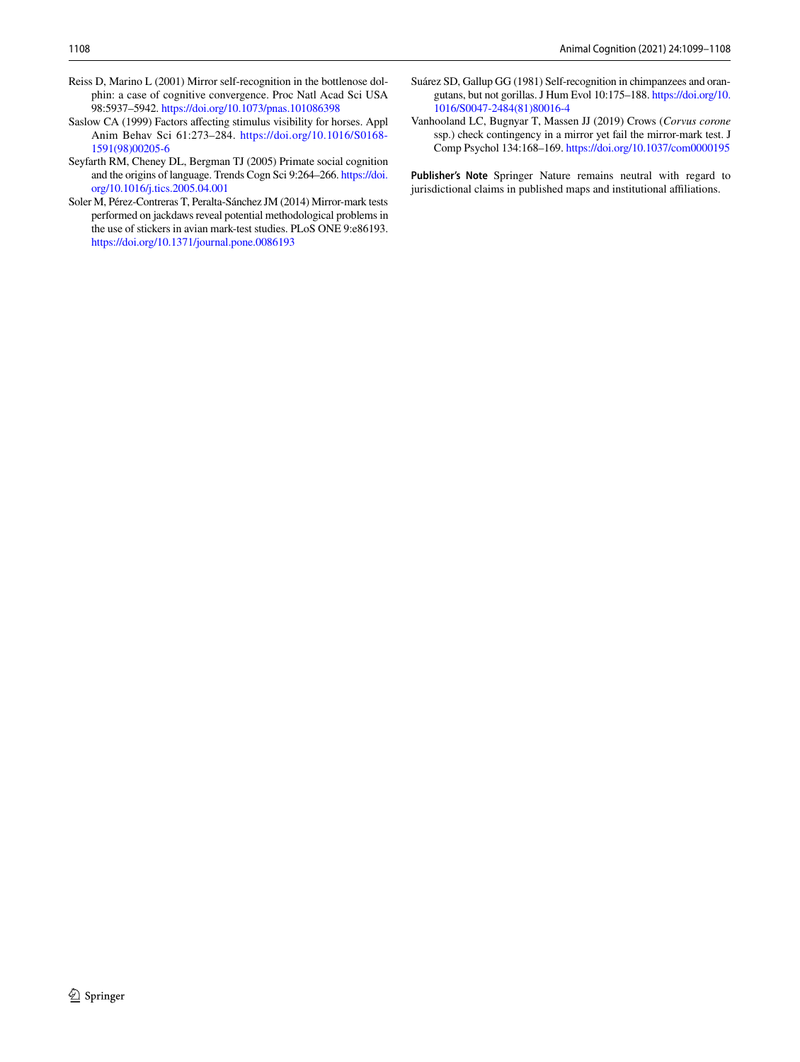Reiss D, Marino L (2001) Mirror self-recognition in the bottlenose dolphin: a case of cognitive convergence. Proc Natl Acad Sci USA 98:5937–5942. https://doi.org/10.1073/pnas.101086398

Saslow CA (1999) Factors affecting stimulus visibility for horses. Appl Anim Behav Sci 61:273–284. https://doi.org/10.1016/S0168-1591(98)00205-6

Seyfarth RM, Cheney DL, Bergman TJ (2005) Primate social cognition and the origins of language. Trends Cogn Sci 9:264–266. https://doi.org/10.1016/j.tics.2005.04.001

Soler M, Pérez-Contreras T, Peralta-Sánchez JM (2014) Mirror-mark tests performed on jackdaws reveal potential methodological problems in the use of stickers in avian mark-test studies. PLoS ONE 9:e86193. https://doi.org/10.1371/journal.pone.0086193

Suárez SD, Gallup GG (1981) Self-recognition in chimpanzees and orangutans, but not gorillas. J Hum Evol 10:175–188. https://doi.org/10.1016/S0047-2484(81)80016-4

Vanhooland LC, Bugnyar T, Massen JJ (2019) Crows (*Corvus corone* ssp.) check contingency in a mirror yet fail the mirror-mark test. J Comp Psychol 134:168–169. https://doi.org/10.1037/com0000195

**Publisher's Note** Springer Nature remains neutral with regard to jurisdictional claims in published maps and institutional affiliations.